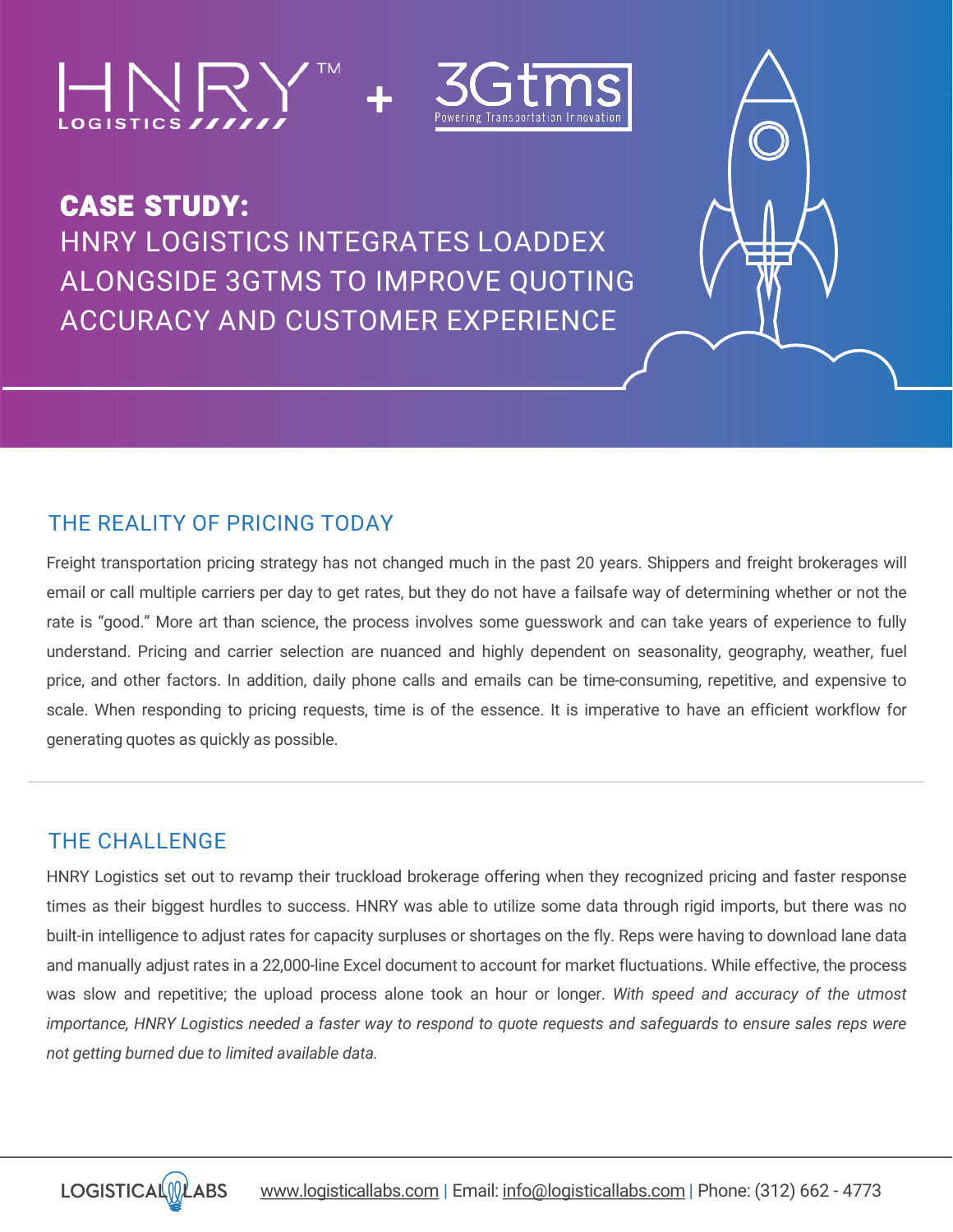HNRY™ LOGISTICS + 3Gtms Powering Transportation Innovation

# CASE STUDY:

# HNRY LOGISTICS INTEGRATES LOADDEX ALONGSIDE 3GTMS TO IMPROVE QUOTING ACCURACY AND CUSTOMER EXPERIENCE

## THE REALITY OF PRICING TODAY

Freight transportation pricing strategy has not changed much in the past 20 years. Shippers and freight brokerages will email or call multiple carriers per day to get rates, but they do not have a failsafe way of determining whether or not the rate is "good." More art than science, the process involves some guesswork and can take years of experience to fully understand. Pricing and carrier selection are nuanced and highly dependent on seasonality, geography, weather, fuel price, and other factors. In addition, daily phone calls and emails can be time-consuming, repetitive, and expensive to scale. When responding to pricing requests, time is of the essence. It is imperative to have an efficient workflow for generating quotes as quickly as possible.

## THE CHALLENGE

HNRY Logistics set out to revamp their truckload brokerage offering when they recognized pricing and faster response times as their biggest hurdles to success. HNRY was able to utilize some data through rigid imports, but there was no built-in intelligence to adjust rates for capacity surpluses or shortages on the fly. Reps were having to download lane data and manually adjust rates in a 22,000-line Excel document to account for market fluctuations. While effective, the process was slow and repetitive; the upload process alone took an hour or longer. *With speed and accuracy of the utmost importance, HNRY Logistics needed a faster way to respond to quote requests and safeguards to ensure sales reps were not getting burned due to limited available data.*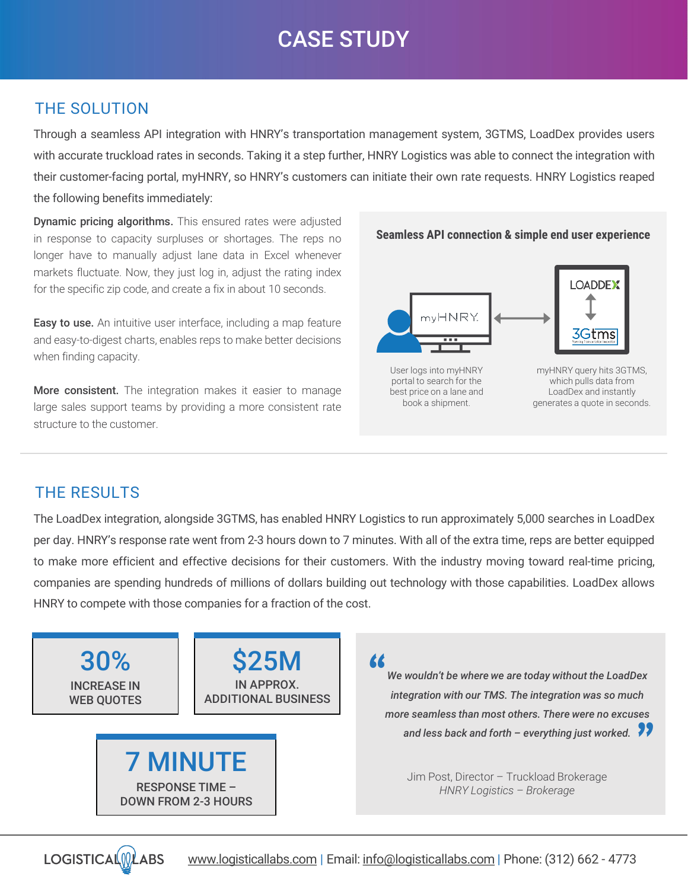# CASE STUDY

## THE SOLUTION

Through a seamless API integration with HNRY's transportation management system, 3GTMS, LoadDex provides users with accurate truckload rates in seconds. Taking it a step further, HNRY Logistics was able to connect the integration with their customer-facing portal, myHNRY, so HNRY's customers can initiate their own rate requests. HNRY Logistics reaped the following benefits immediately:

**Dynamic pricing algorithms.** This ensured rates were adjusted in response to capacity surpluses or shortages. The reps no longer have to manually adjust lane data in Excel whenever markets fluctuate. Now, they just log in, adjust the rating index for the specific zip code, and create a fix in about 10 seconds.

**Easy to use.** An intuitive user interface, including a map feature and easy-to-digest charts, enables reps to make better decisions when finding capacity.

**More consistent.** The integration makes it easier to manage large sales support teams by providing a more consistent rate structure to the customer.

**Seamless API connection & simple end user experience**

myHNRY

LOADDEX

3Gtms

User logs into myHNRY portal to search for the best price on a lane and book a shipment.

myHNRY query hits 3GTMS, which pulls data from LoadDex and instantly generates a quote in seconds.

## THE RESULTS

The LoadDex integration, alongside 3GTMS, has enabled HNRY Logistics to run approximately 5,000 searches in LoadDex per day. HNRY's response rate went from 2-3 hours down to 7 minutes. With all of the extra time, reps are better equipped to make more efficient and effective decisions for their customers. With the industry moving toward real-time pricing, companies are spending hundreds of millions of dollars building out technology with those capabilities. LoadDex allows HNRY to compete with those companies for a fraction of the cost.

**30%**
INCREASE IN WEB QUOTES

**$25M**
IN APPROX. ADDITIONAL BUSINESS

**7 MINUTE**
RESPONSE TIME – DOWN FROM 2-3 HOURS

> *"We wouldn't be where we are today without the LoadDex integration with our TMS. The integration was so much more seamless than most others. There were no excuses and less back and forth – everything just worked."*
>
> Jim Post, Director – Truckload Brokerage
> *HNRY Logistics – Brokerage*

LOGISTICAL LABS www.logisticallabs.com | Email: info@logisticallabs.com | Phone: (312) 662 - 4773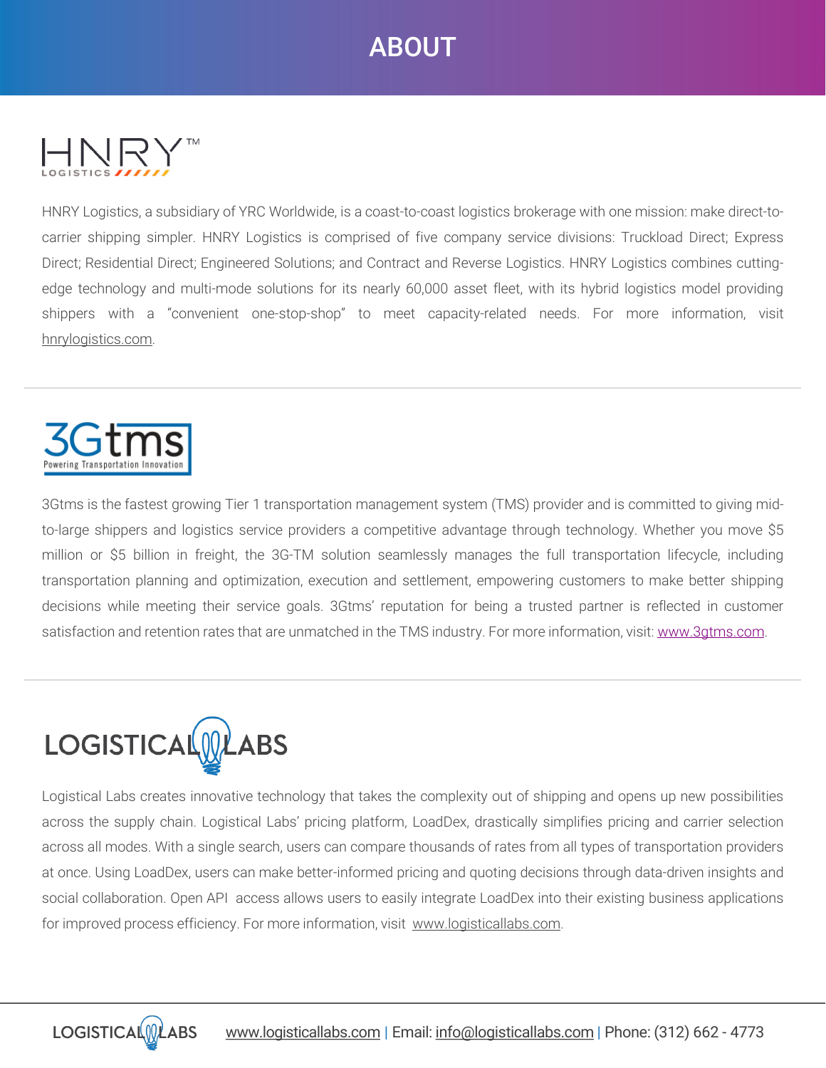# ABOUT

HNRY Logistics, a subsidiary of YRC Worldwide, is a coast-to-coast logistics brokerage with one mission: make direct-to-carrier shipping simpler. HNRY Logistics is comprised of five company service divisions: Truckload Direct; Express Direct; Residential Direct; Engineered Solutions; and Contract and Reverse Logistics. HNRY Logistics combines cutting-edge technology and multi-mode solutions for its nearly 60,000 asset fleet, with its hybrid logistics model providing shippers with a "convenient one-stop-shop" to meet capacity-related needs. For more information, visit hnrylogistics.com.

---

3Gtms is the fastest growing Tier 1 transportation management system (TMS) provider and is committed to giving mid-to-large shippers and logistics service providers a competitive advantage through technology. Whether you move $5 million or $5 billion in freight, the 3G-TM solution seamlessly manages the full transportation lifecycle, including transportation planning and optimization, execution and settlement, empowering customers to make better shipping decisions while meeting their service goals. 3Gtms' reputation for being a trusted partner is reflected in customer satisfaction and retention rates that are unmatched in the TMS industry. For more information, visit: www.3gtms.com.

---

Logistical Labs creates innovative technology that takes the complexity out of shipping and opens up new possibilities across the supply chain. Logistical Labs' pricing platform, LoadDex, drastically simplifies pricing and carrier selection across all modes. With a single search, users can compare thousands of rates from all types of transportation providers at once. Using LoadDex, users can make better-informed pricing and quoting decisions through data-driven insights and social collaboration. Open API access allows users to easily integrate LoadDex into their existing business applications for improved process efficiency. For more information, visit www.logisticallabs.com.